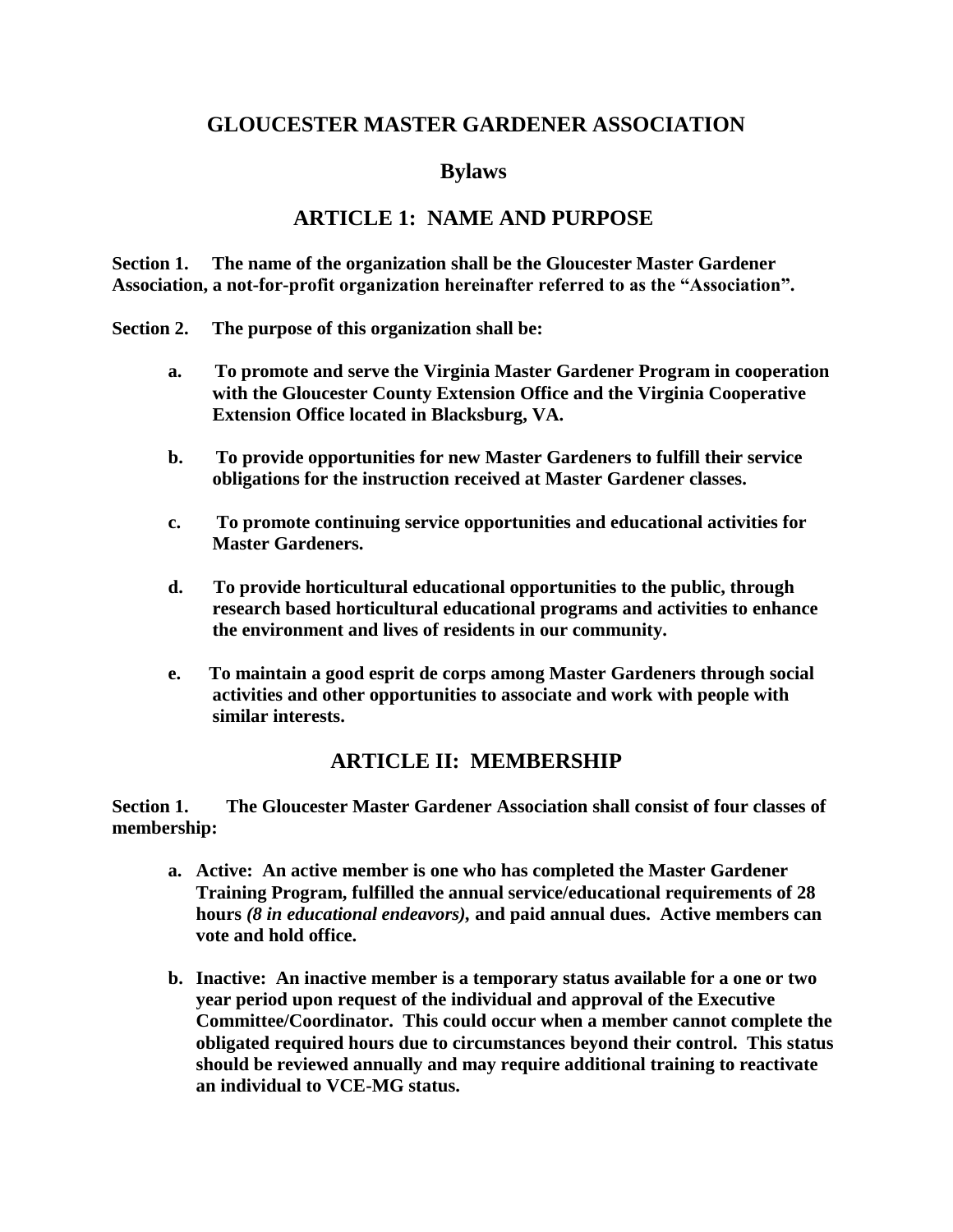# GLOUCESTER MASTER GARDENER ASSOCIATION

## Bylaws

## ARTICLE 1: NAME AND PURPOSE

**Section 1. The name of the organization shall be the Gloucester Master Gardener Association, a not-for-profit organization hereinafter referred to as the "Association".**

**Section 2. The purpose of this organization shall be:**

- **a. To promote and serve the Virginia Master Gardener Program in cooperation with the Gloucester County Extension Office and the Virginia Cooperative Extension Office located in Blacksburg, VA.**

- **b. To provide opportunities for new Master Gardeners to fulfill their service obligations for the instruction received at Master Gardener classes.**

- **c. To promote continuing service opportunities and educational activities for Master Gardeners.**

- **d. To provide horticultural educational opportunities to the public, through research based horticultural educational programs and activities to enhance the environment and lives of residents in our community.**

- **e. To maintain a good esprit de corps among Master Gardeners through social activities and other opportunities to associate and work with people with similar interests.**

## ARTICLE II: MEMBERSHIP

**Section 1. The Gloucester Master Gardener Association shall consist of four classes of membership:**

- **a. Active: An active member is one who has completed the Master Gardener Training Program, fulfilled the annual service/educational requirements of 28 hours *(8 in educational endeavors),* and paid annual dues. Active members can vote and hold office.**

- **b. Inactive: An inactive member is a temporary status available for a one or two year period upon request of the individual and approval of the Executive Committee/Coordinator. This could occur when a member cannot complete the obligated required hours due to circumstances beyond their control. This status should be reviewed annually and may require additional training to reactivate an individual to VCE-MG status.**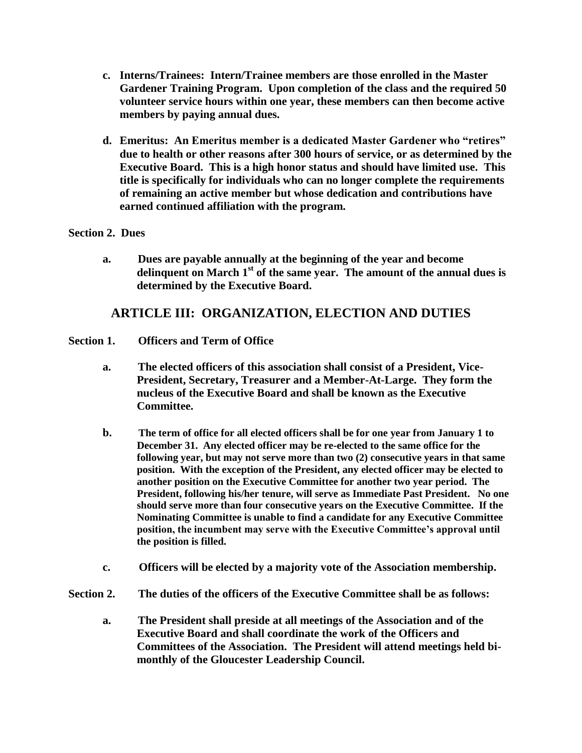c. **Interns/Trainees: Intern/Trainee members are those enrolled in the Master Gardener Training Program. Upon completion of the class and the required 50 volunteer service hours within one year, these members can then become active members by paying annual dues.**

d. **Emeritus: An Emeritus member is a dedicated Master Gardener who "retires" due to health or other reasons after 300 hours of service, or as determined by the Executive Board. This is a high honor status and should have limited use. This title is specifically for individuals who can no longer complete the requirements of remaining an active member but whose dedication and contributions have earned continued affiliation with the program.**

**Section 2. Dues**

a. **Dues are payable annually at the beginning of the year and become delinquent on March 1st of the same year. The amount of the annual dues is determined by the Executive Board.**

## ARTICLE III: ORGANIZATION, ELECTION AND DUTIES

**Section 1. Officers and Term of Office**

a. **The elected officers of this association shall consist of a President, Vice-President, Secretary, Treasurer and a Member-At-Large. They form the nucleus of the Executive Board and shall be known as the Executive Committee.**

b. **The term of office for all elected officers shall be for one year from January 1 to December 31. Any elected officer may be re-elected to the same office for the following year, but may not serve more than two (2) consecutive years in that same position. With the exception of the President, any elected officer may be elected to another position on the Executive Committee for another two year period. The President, following his/her tenure, will serve as Immediate Past President. No one should serve more than four consecutive years on the Executive Committee. If the Nominating Committee is unable to find a candidate for any Executive Committee position, the incumbent may serve with the Executive Committee's approval until the position is filled.**

c. **Officers will be elected by a majority vote of the Association membership.**

**Section 2. The duties of the officers of the Executive Committee shall be as follows:**

a. **The President shall preside at all meetings of the Association and of the Executive Board and shall coordinate the work of the Officers and Committees of the Association. The President will attend meetings held bi-monthly of the Gloucester Leadership Council.**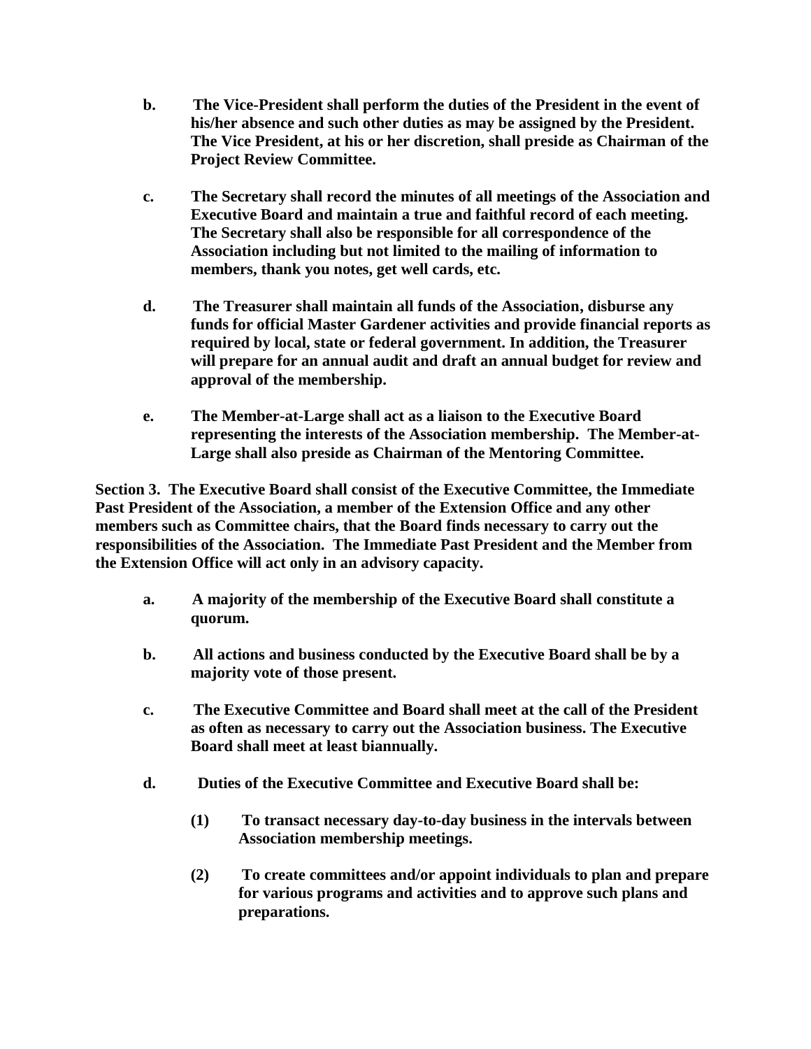**b. The Vice-President shall perform the duties of the President in the event of his/her absence and such other duties as may be assigned by the President. The Vice President, at his or her discretion, shall preside as Chairman of the Project Review Committee.**

**c. The Secretary shall record the minutes of all meetings of the Association and Executive Board and maintain a true and faithful record of each meeting. The Secretary shall also be responsible for all correspondence of the Association including but not limited to the mailing of information to members, thank you notes, get well cards, etc.**

**d. The Treasurer shall maintain all funds of the Association, disburse any funds for official Master Gardener activities and provide financial reports as required by local, state or federal government. In addition, the Treasurer will prepare for an annual audit and draft an annual budget for review and approval of the membership.**

**e. The Member-at-Large shall act as a liaison to the Executive Board representing the interests of the Association membership. The Member-at-Large shall also preside as Chairman of the Mentoring Committee.**

**Section 3. The Executive Board shall consist of the Executive Committee, the Immediate Past President of the Association, a member of the Extension Office and any other members such as Committee chairs, that the Board finds necessary to carry out the responsibilities of the Association. The Immediate Past President and the Member from the Extension Office will act only in an advisory capacity.**

**a. A majority of the membership of the Executive Board shall constitute a quorum.**

**b. All actions and business conducted by the Executive Board shall be by a majority vote of those present.**

**c. The Executive Committee and Board shall meet at the call of the President as often as necessary to carry out the Association business. The Executive Board shall meet at least biannually.**

**d. Duties of the Executive Committee and Executive Board shall be:**

**(1) To transact necessary day-to-day business in the intervals between Association membership meetings.**

**(2) To create committees and/or appoint individuals to plan and prepare for various programs and activities and to approve such plans and preparations.**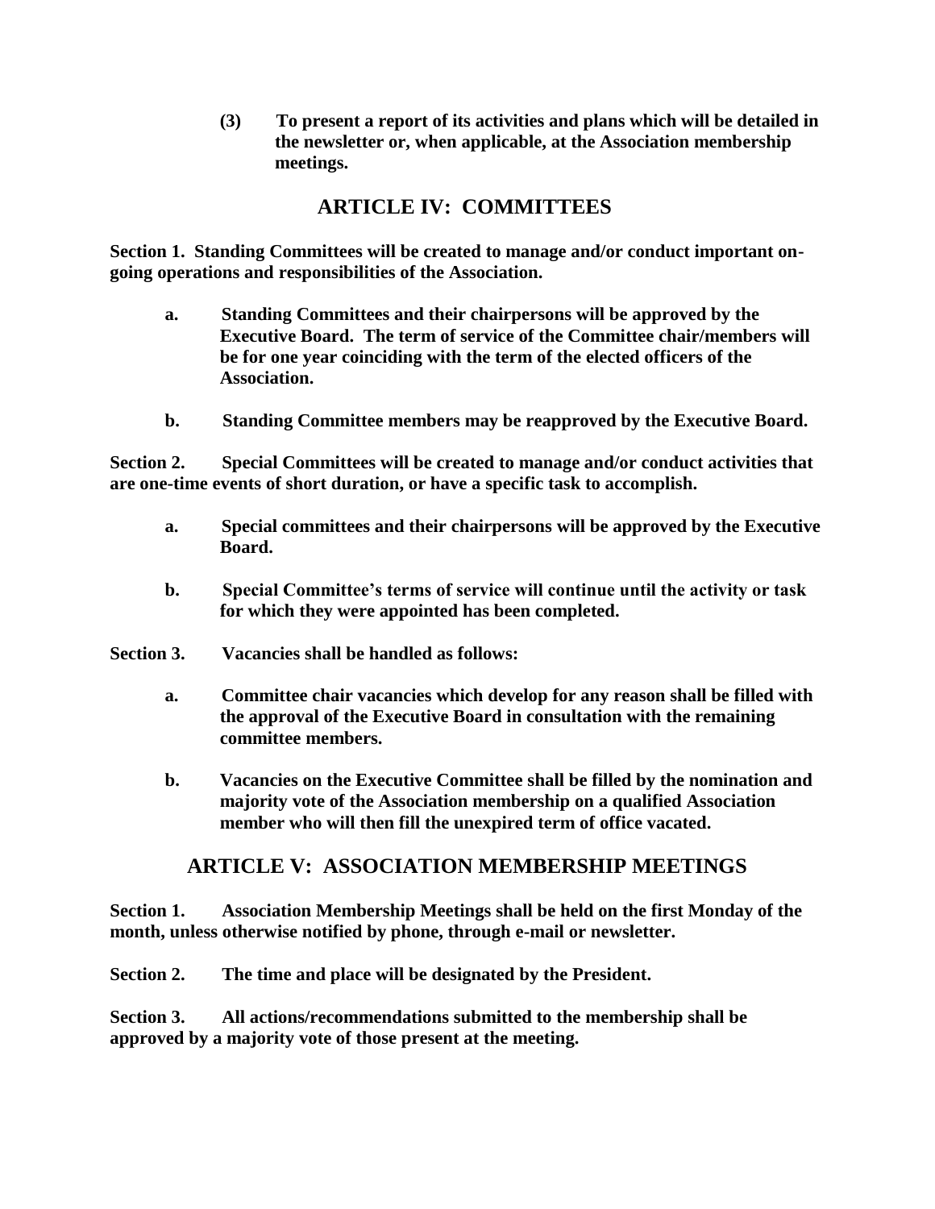**(3) To present a report of its activities and plans which will be detailed in the newsletter or, when applicable, at the Association membership meetings.**

## ARTICLE IV: COMMITTEES

**Section 1. Standing Committees will be created to manage and/or conduct important on-going operations and responsibilities of the Association.**

- **a. Standing Committees and their chairpersons will be approved by the Executive Board. The term of service of the Committee chair/members will be for one year coinciding with the term of the elected officers of the Association.**

- **b. Standing Committee members may be reapproved by the Executive Board.**

**Section 2. Special Committees will be created to manage and/or conduct activities that are one-time events of short duration, or have a specific task to accomplish.**

- **a. Special committees and their chairpersons will be approved by the Executive Board.**

- **b. Special Committee's terms of service will continue until the activity or task for which they were appointed has been completed.**

**Section 3. Vacancies shall be handled as follows:**

- **a. Committee chair vacancies which develop for any reason shall be filled with the approval of the Executive Board in consultation with the remaining committee members.**

- **b. Vacancies on the Executive Committee shall be filled by the nomination and majority vote of the Association membership on a qualified Association member who will then fill the unexpired term of office vacated.**

## ARTICLE V: ASSOCIATION MEMBERSHIP MEETINGS

**Section 1. Association Membership Meetings shall be held on the first Monday of the month, unless otherwise notified by phone, through e-mail or newsletter.**

**Section 2. The time and place will be designated by the President.**

**Section 3. All actions/recommendations submitted to the membership shall be approved by a majority vote of those present at the meeting.**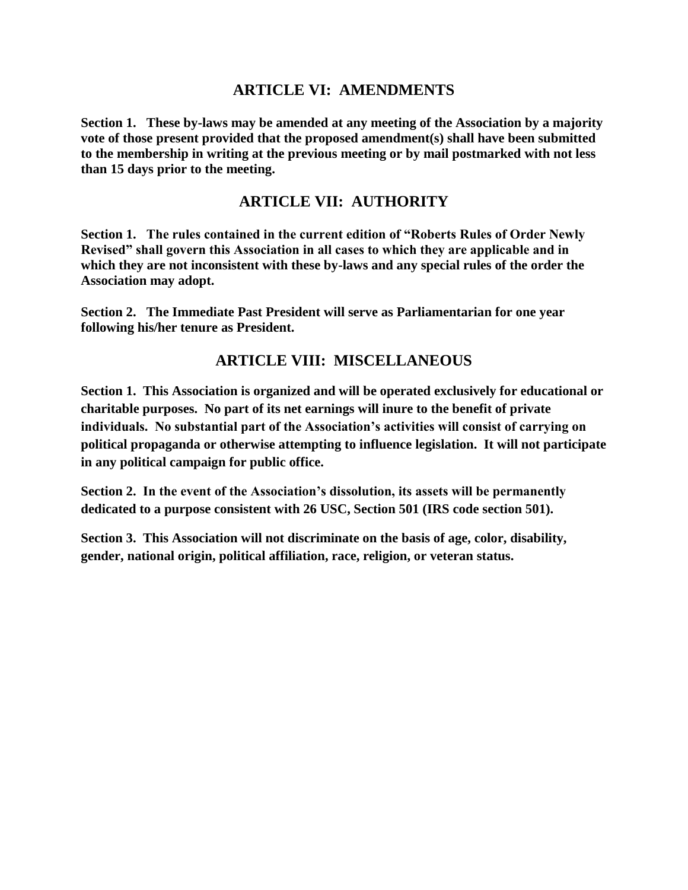## ARTICLE VI: AMENDMENTS

**Section 1. These by-laws may be amended at any meeting of the Association by a majority vote of those present provided that the proposed amendment(s) shall have been submitted to the membership in writing at the previous meeting or by mail postmarked with not less than 15 days prior to the meeting.**

## ARTICLE VII: AUTHORITY

**Section 1. The rules contained in the current edition of "Roberts Rules of Order Newly Revised" shall govern this Association in all cases to which they are applicable and in which they are not inconsistent with these by-laws and any special rules of the order the Association may adopt.**

**Section 2. The Immediate Past President will serve as Parliamentarian for one year following his/her tenure as President.**

## ARTICLE VIII: MISCELLANEOUS

**Section 1. This Association is organized and will be operated exclusively for educational or charitable purposes. No part of its net earnings will inure to the benefit of private individuals. No substantial part of the Association's activities will consist of carrying on political propaganda or otherwise attempting to influence legislation. It will not participate in any political campaign for public office.**

**Section 2. In the event of the Association's dissolution, its assets will be permanently dedicated to a purpose consistent with 26 USC, Section 501 (IRS code section 501).**

**Section 3. This Association will not discriminate on the basis of age, color, disability, gender, national origin, political affiliation, race, religion, or veteran status.**